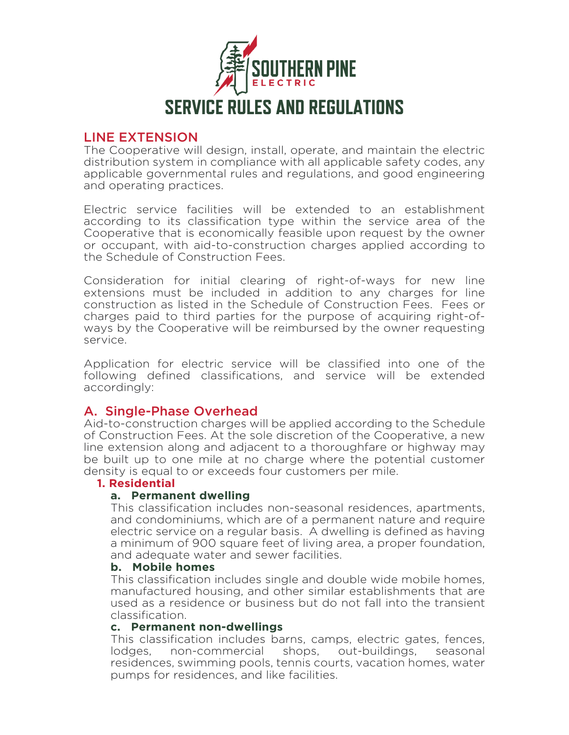# SOUTHERN PINE ELECTRIC

# SERVICE RULES AND REGULATIONS

## LINE EXTENSION

The Cooperative will design, install, operate, and maintain the electric distribution system in compliance with all applicable safety codes, any applicable governmental rules and regulations, and good engineering and operating practices.

Electric service facilities will be extended to an establishment according to its classification type within the service area of the Cooperative that is economically feasible upon request by the owner or occupant, with aid-to-construction charges applied according to the Schedule of Construction Fees.

Consideration for initial clearing of right-of-ways for new line extensions must be included in addition to any charges for line construction as listed in the Schedule of Construction Fees. Fees or charges paid to third parties for the purpose of acquiring right-of-ways by the Cooperative will be reimbursed by the owner requesting service.

Application for electric service will be classified into one of the following defined classifications, and service will be extended accordingly:

## A. Single-Phase Overhead

Aid-to-construction charges will be applied according to the Schedule of Construction Fees. At the sole discretion of the Cooperative, a new line extension along and adjacent to a thoroughfare or highway may be built up to one mile at no charge where the potential customer density is equal to or exceeds four customers per mile.

### 1. Residential

**a. Permanent dwelling**

This classification includes non-seasonal residences, apartments, and condominiums, which are of a permanent nature and require electric service on a regular basis. A dwelling is defined as having a minimum of 900 square feet of living area, a proper foundation, and adequate water and sewer facilities.

**b. Mobile homes**

This classification includes single and double wide mobile homes, manufactured housing, and other similar establishments that are used as a residence or business but do not fall into the transient classification.

**c. Permanent non-dwellings**

This classification includes barns, camps, electric gates, fences, lodges, non-commercial shops, out-buildings, seasonal residences, swimming pools, tennis courts, vacation homes, water pumps for residences, and like facilities.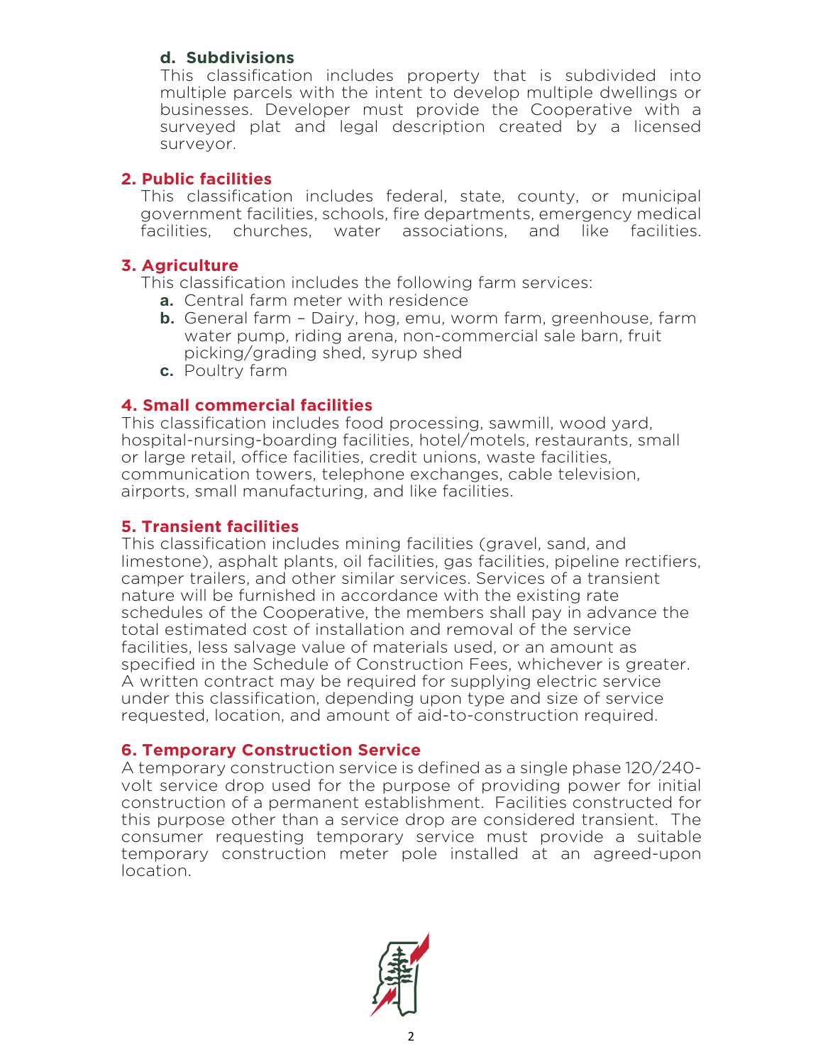#### d. Subdivisions

This classification includes property that is subdivided into multiple parcels with the intent to develop multiple dwellings or businesses. Developer must provide the Cooperative with a surveyed plat and legal description created by a licensed surveyor.

### 2. Public facilities

This classification includes federal, state, county, or municipal government facilities, schools, fire departments, emergency medical facilities, churches, water associations, and like facilities.

### 3. Agriculture

This classification includes the following farm services:

- **a.** Central farm meter with residence
- **b.** General farm – Dairy, hog, emu, worm farm, greenhouse, farm water pump, riding arena, non-commercial sale barn, fruit picking/grading shed, syrup shed
- **c.** Poultry farm

### 4. Small commercial facilities

This classification includes food processing, sawmill, wood yard, hospital-nursing-boarding facilities, hotel/motels, restaurants, small or large retail, office facilities, credit unions, waste facilities, communication towers, telephone exchanges, cable television, airports, small manufacturing, and like facilities.

### 5. Transient facilities

This classification includes mining facilities (gravel, sand, and limestone), asphalt plants, oil facilities, gas facilities, pipeline rectifiers, camper trailers, and other similar services. Services of a transient nature will be furnished in accordance with the existing rate schedules of the Cooperative, the members shall pay in advance the total estimated cost of installation and removal of the service facilities, less salvage value of materials used, or an amount as specified in the Schedule of Construction Fees, whichever is greater. A written contract may be required for supplying electric service under this classification, depending upon type and size of service requested, location, and amount of aid-to-construction required.

### 6. Temporary Construction Service

A temporary construction service is defined as a single phase 120/240-volt service drop used for the purpose of providing power for initial construction of a permanent establishment. Facilities constructed for this purpose other than a service drop are considered transient. The consumer requesting temporary service must provide a suitable temporary construction meter pole installed at an agreed-upon location.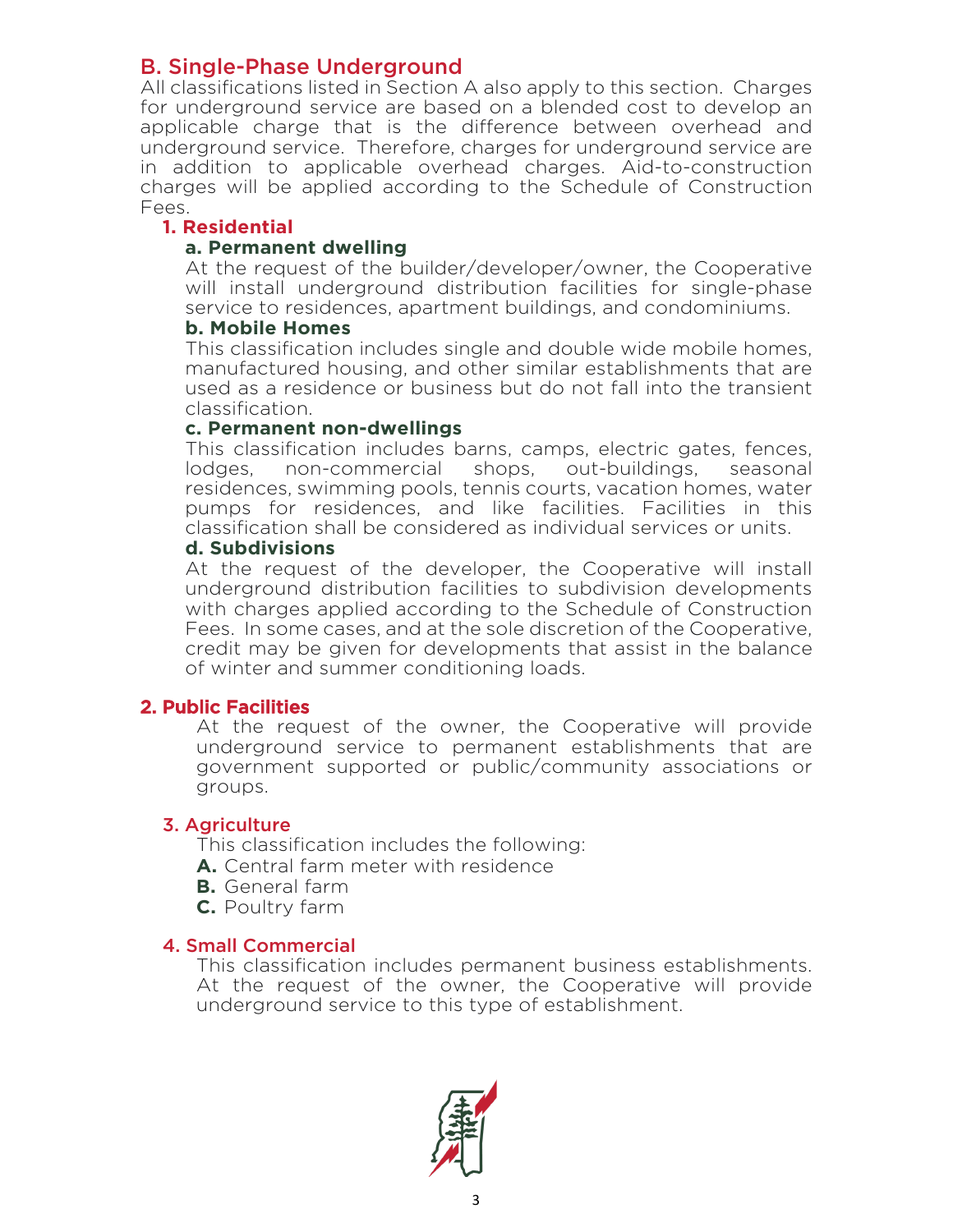## B. Single-Phase Underground

All classifications listed in Section A also apply to this section. Charges for underground service are based on a blended cost to develop an applicable charge that is the difference between overhead and underground service. Therefore, charges for underground service are in addition to applicable overhead charges. Aid-to-construction charges will be applied according to the Schedule of Construction Fees.

### 1. Residential

**a. Permanent dwelling**

At the request of the builder/developer/owner, the Cooperative will install underground distribution facilities for single-phase service to residences, apartment buildings, and condominiums.

**b. Mobile Homes**

This classification includes single and double wide mobile homes, manufactured housing, and other similar establishments that are used as a residence or business but do not fall into the transient classification.

**c. Permanent non-dwellings**

This classification includes barns, camps, electric gates, fences, lodges, non-commercial shops, out-buildings, seasonal residences, swimming pools, tennis courts, vacation homes, water pumps for residences, and like facilities. Facilities in this classification shall be considered as individual services or units.

**d. Subdivisions**

At the request of the developer, the Cooperative will install underground distribution facilities to subdivision developments with charges applied according to the Schedule of Construction Fees. In some cases, and at the sole discretion of the Cooperative, credit may be given for developments that assist in the balance of winter and summer conditioning loads.

### 2. Public Facilities

At the request of the owner, the Cooperative will provide underground service to permanent establishments that are government supported or public/community associations or groups.

### 3. Agriculture

This classification includes the following:

**A.** Central farm meter with residence
**B.** General farm
**C.** Poultry farm

### 4. Small Commercial

This classification includes permanent business establishments. At the request of the owner, the Cooperative will provide underground service to this type of establishment.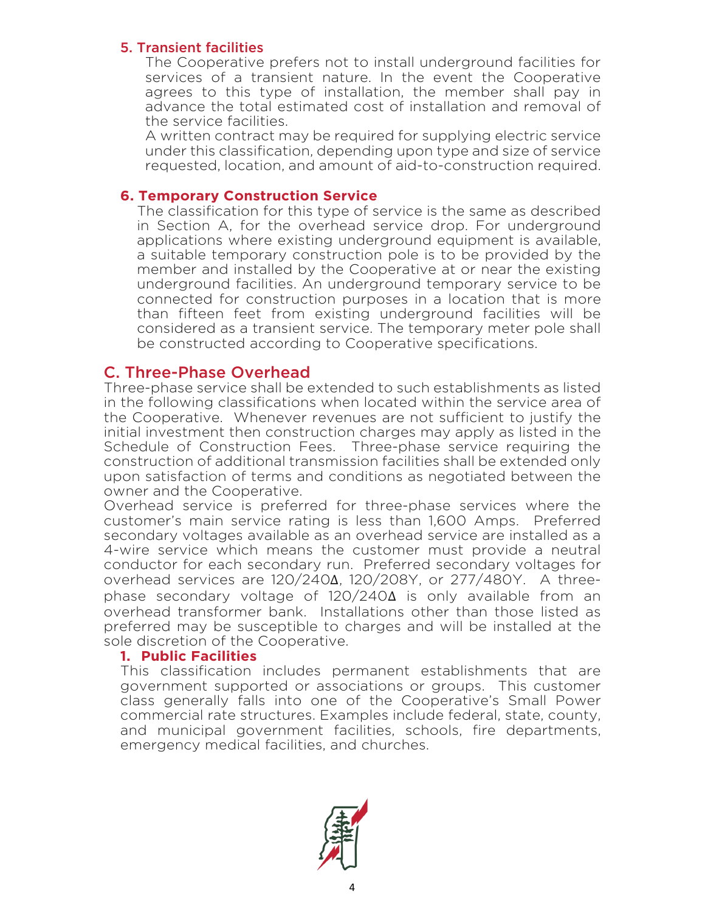### 5. Transient facilities

The Cooperative prefers not to install underground facilities for services of a transient nature. In the event the Cooperative agrees to this type of installation, the member shall pay in advance the total estimated cost of installation and removal of the service facilities.

A written contract may be required for supplying electric service under this classification, depending upon type and size of service requested, location, and amount of aid-to-construction required.

### 6. Temporary Construction Service

The classification for this type of service is the same as described in Section A, for the overhead service drop. For underground applications where existing underground equipment is available, a suitable temporary construction pole is to be provided by the member and installed by the Cooperative at or near the existing underground facilities. An underground temporary service to be connected for construction purposes in a location that is more than fifteen feet from existing underground facilities will be considered as a transient service. The temporary meter pole shall be constructed according to Cooperative specifications.

## C. Three-Phase Overhead

Three-phase service shall be extended to such establishments as listed in the following classifications when located within the service area of the Cooperative. Whenever revenues are not sufficient to justify the initial investment then construction charges may apply as listed in the Schedule of Construction Fees. Three-phase service requiring the construction of additional transmission facilities shall be extended only upon satisfaction of terms and conditions as negotiated between the owner and the Cooperative.

Overhead service is preferred for three-phase services where the customer's main service rating is less than 1,600 Amps. Preferred secondary voltages available as an overhead service are installed as a 4-wire service which means the customer must provide a neutral conductor for each secondary run. Preferred secondary voltages for overhead services are 120/240Δ, 120/208Y, or 277/480Y. A three-phase secondary voltage of 120/240Δ is only available from an overhead transformer bank. Installations other than those listed as preferred may be susceptible to charges and will be installed at the sole discretion of the Cooperative.

### 1. Public Facilities

This classification includes permanent establishments that are government supported or associations or groups. This customer class generally falls into one of the Cooperative's Small Power commercial rate structures. Examples include federal, state, county, and municipal government facilities, schools, fire departments, emergency medical facilities, and churches.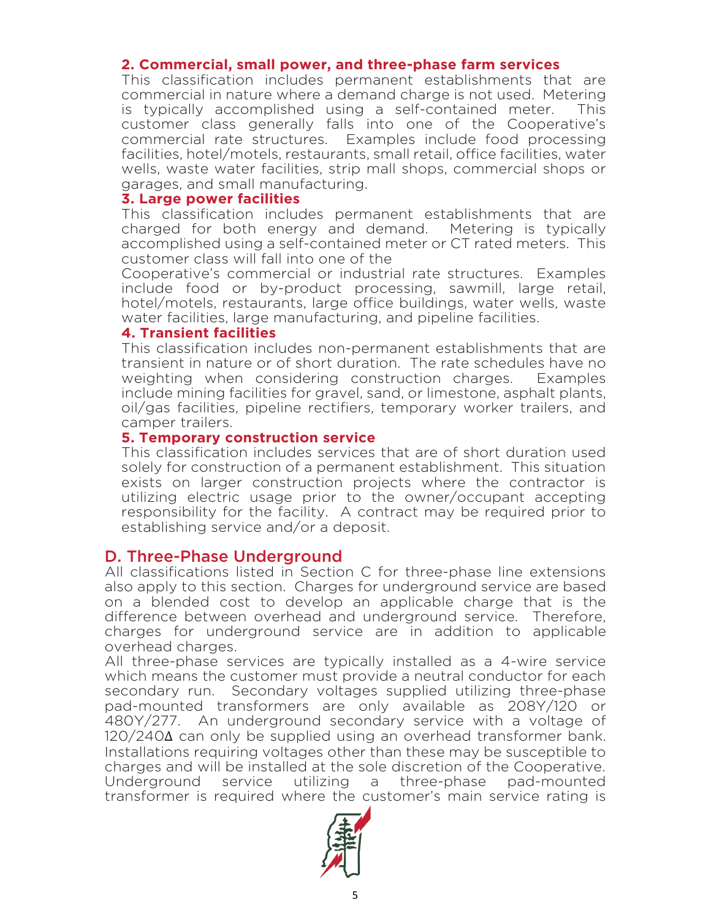**2. Commercial, small power, and three-phase farm services**

This classification includes permanent establishments that are commercial in nature where a demand charge is not used. Metering is typically accomplished using a self-contained meter. This customer class generally falls into one of the Cooperative's commercial rate structures. Examples include food processing facilities, hotel/motels, restaurants, small retail, office facilities, water wells, waste water facilities, strip mall shops, commercial shops or garages, and small manufacturing.

**3. Large power facilities**

This classification includes permanent establishments that are charged for both energy and demand. Metering is typically accomplished using a self-contained meter or CT rated meters. This customer class will fall into one of the Cooperative's commercial or industrial rate structures. Examples include food or by-product processing, sawmill, large retail, hotel/motels, restaurants, large office buildings, water wells, waste water facilities, large manufacturing, and pipeline facilities.

**4. Transient facilities**

This classification includes non-permanent establishments that are transient in nature or of short duration. The rate schedules have no weighting when considering construction charges. Examples include mining facilities for gravel, sand, or limestone, asphalt plants, oil/gas facilities, pipeline rectifiers, temporary worker trailers, and camper trailers.

**5. Temporary construction service**

This classification includes services that are of short duration used solely for construction of a permanent establishment. This situation exists on larger construction projects where the contractor is utilizing electric usage prior to the owner/occupant accepting responsibility for the facility. A contract may be required prior to establishing service and/or a deposit.

## D. Three-Phase Underground

All classifications listed in Section C for three-phase line extensions also apply to this section. Charges for underground service are based on a blended cost to develop an applicable charge that is the difference between overhead and underground service. Therefore, charges for underground service are in addition to applicable overhead charges.

All three-phase services are typically installed as a 4-wire service which means the customer must provide a neutral conductor for each secondary run. Secondary voltages supplied utilizing three-phase pad-mounted transformers are only available as 208Y/120 or 480Y/277. An underground secondary service with a voltage of 120/240Δ can only be supplied using an overhead transformer bank. Installations requiring voltages other than these may be susceptible to charges and will be installed at the sole discretion of the Cooperative. Underground service utilizing a three-phase pad-mounted transformer is required where the customer's main service rating is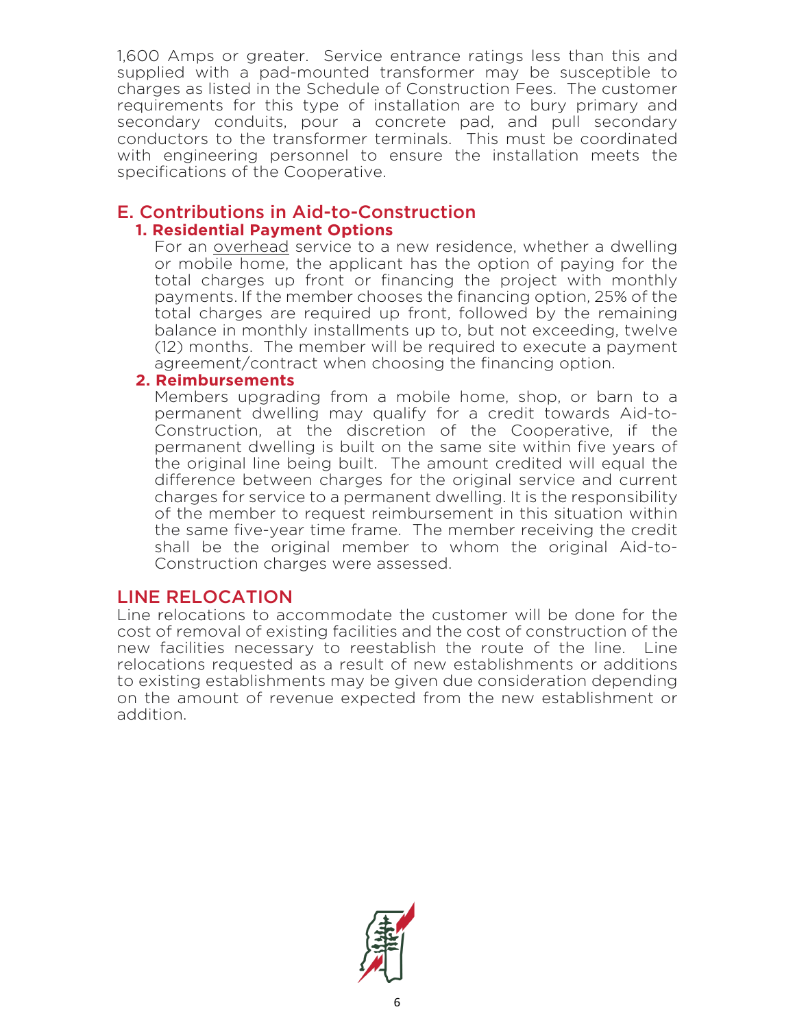1,600 Amps or greater. Service entrance ratings less than this and supplied with a pad-mounted transformer may be susceptible to charges as listed in the Schedule of Construction Fees. The customer requirements for this type of installation are to bury primary and secondary conduits, pour a concrete pad, and pull secondary conductors to the transformer terminals. This must be coordinated with engineering personnel to ensure the installation meets the specifications of the Cooperative.

## E. Contributions in Aid-to-Construction

### 1. Residential Payment Options

For an <u>overhead</u> service to a new residence, whether a dwelling or mobile home, the applicant has the option of paying for the total charges up front or financing the project with monthly payments. If the member chooses the financing option, 25% of the total charges are required up front, followed by the remaining balance in monthly installments up to, but not exceeding, twelve (12) months. The member will be required to execute a payment agreement/contract when choosing the financing option.

### 2. Reimbursements

Members upgrading from a mobile home, shop, or barn to a permanent dwelling may qualify for a credit towards Aid-to-Construction, at the discretion of the Cooperative, if the permanent dwelling is built on the same site within five years of the original line being built. The amount credited will equal the difference between charges for the original service and current charges for service to a permanent dwelling. It is the responsibility of the member to request reimbursement in this situation within the same five-year time frame. The member receiving the credit shall be the original member to whom the original Aid-to-Construction charges were assessed.

## LINE RELOCATION

Line relocations to accommodate the customer will be done for the cost of removal of existing facilities and the cost of construction of the new facilities necessary to reestablish the route of the line. Line relocations requested as a result of new establishments or additions to existing establishments may be given due consideration depending on the amount of revenue expected from the new establishment or addition.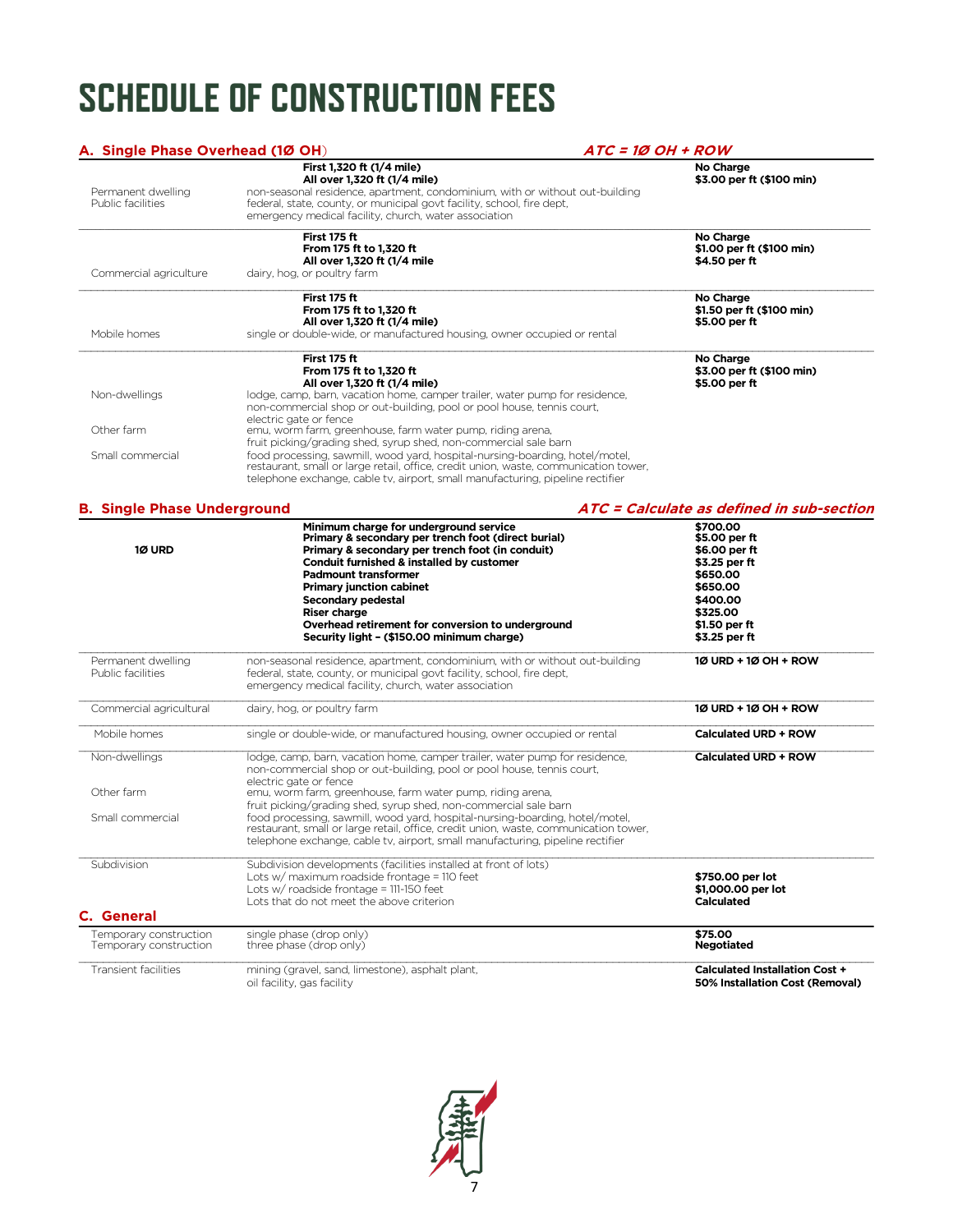# SCHEDULE OF CONSTRUCTION FEES

## A. Single Phase Overhead (1Ø OH)

***ATC = 1Ø OH + ROW***

| Category | Description | Charge |
|---|---|---|
| | **First 1,320 ft (1/4 mile)** | **No Charge** |
| | **All over 1,320 ft (1/4 mile)** | **$3.00 per ft ($100 min)** |
| Permanent dwelling | non-seasonal residence, apartment, condominium, with or without out-building | |
| Public facilities | federal, state, county, or municipal govt facility, school, fire dept, emergency medical facility, church, water association | |
| | **First 175 ft** | **No Charge** |
| | **From 175 ft to 1,320 ft** | **$1.00 per ft ($100 min)** |
| | **All over 1,320 ft (1/4 mile** | **$4.50 per ft** |
| Commercial agriculture | dairy, hog, or poultry farm | |
| | **First 175 ft** | **No Charge** |
| | **From 175 ft to 1,320 ft** | **$1.50 per ft ($100 min)** |
| | **All over 1,320 ft (1/4 mile)** | **$5.00 per ft** |
| Mobile homes | single or double-wide, or manufactured housing, owner occupied or rental | |
| | **First 175 ft** | **No Charge** |
| | **From 175 ft to 1,320 ft** | **$3.00 per ft ($100 min)** |
| | **All over 1,320 ft (1/4 mile)** | **$5.00 per ft** |
| Non-dwellings | lodge, camp, barn, vacation home, camper trailer, water pump for residence, non-commercial shop or out-building, pool or pool house, tennis court, electric gate or fence | |
| Other farm | emu, worm farm, greenhouse, farm water pump, riding arena, fruit picking/grading shed, syrup shed, non-commercial sale barn | |
| Small commercial | food processing, sawmill, wood yard, hospital-nursing-boarding, hotel/motel, restaurant, small or large retail, office, credit union, waste, communication tower, telephone exchange, cable tv, airport, small manufacturing, pipeline rectifier | |

## B. Single Phase Underground

***ATC = Calculate as defined in sub-section***

| Category | Description | Charge |
|---|---|---|
| **1Ø URD** | **Minimum charge for underground service** | **$700.00** |
| | **Primary & secondary per trench foot (direct burial)** | **$5.00 per ft** |
| | **Primary & secondary per trench foot (in conduit)** | **$6.00 per ft** |
| | **Conduit furnished & installed by customer** | **$3.25 per ft** |
| | **Padmount transformer** | **$650.00** |
| | **Primary junction cabinet** | **$650.00** |
| | **Secondary pedestal** | **$400.00** |
| | **Riser charge** | **$325.00** |
| | **Overhead retirement for conversion to underground** | **$1.50 per ft** |
| | **Security light – ($150.00 minimum charge)** | **$3.25 per ft** |
| Permanent dwelling<br>Public facilities | non-seasonal residence, apartment, condominium, with or without out-building<br>federal, state, county, or municipal govt facility, school, fire dept, emergency medical facility, church, water association | **1Ø URD + 1Ø OH + ROW** |
| Commercial agricultural | dairy, hog, or poultry farm | **1Ø URD + 1Ø OH + ROW** |
| Mobile homes | single or double-wide, or manufactured housing, owner occupied or rental | **Calculated URD + ROW** |
| Non-dwellings | lodge, camp, barn, vacation home, camper trailer, water pump for residence, non-commercial shop or out-building, pool or pool house, tennis court, electric gate or fence | **Calculated URD + ROW** |
| Other farm | emu, worm farm, greenhouse, farm water pump, riding arena, fruit picking/grading shed, syrup shed, non-commercial sale barn | |
| Small commercial | food processing, sawmill, wood yard, hospital-nursing-boarding, hotel/motel, restaurant, small or large retail, office, credit union, waste, communication tower, telephone exchange, cable tv, airport, small manufacturing, pipeline rectifier | |
| Subdivision | Subdivision developments (facilities installed at front of lots) | |
| | Lots w/ maximum roadside frontage = 110 feet | **$750.00 per lot** |
| | Lots w/ roadside frontage = 111-150 feet | **$1,000.00 per lot** |
| | Lots that do not meet the above criterion | **Calculated** |

## C. General

| Category | Description | Charge |
|---|---|---|
| Temporary construction | single phase (drop only) | **$75.00** |
| Temporary construction | three phase (drop only) | **Negotiated** |
| Transient facilities | mining (gravel, sand, limestone), asphalt plant, oil facility, gas facility | **Calculated Installation Cost + 50% Installation Cost (Removal)** |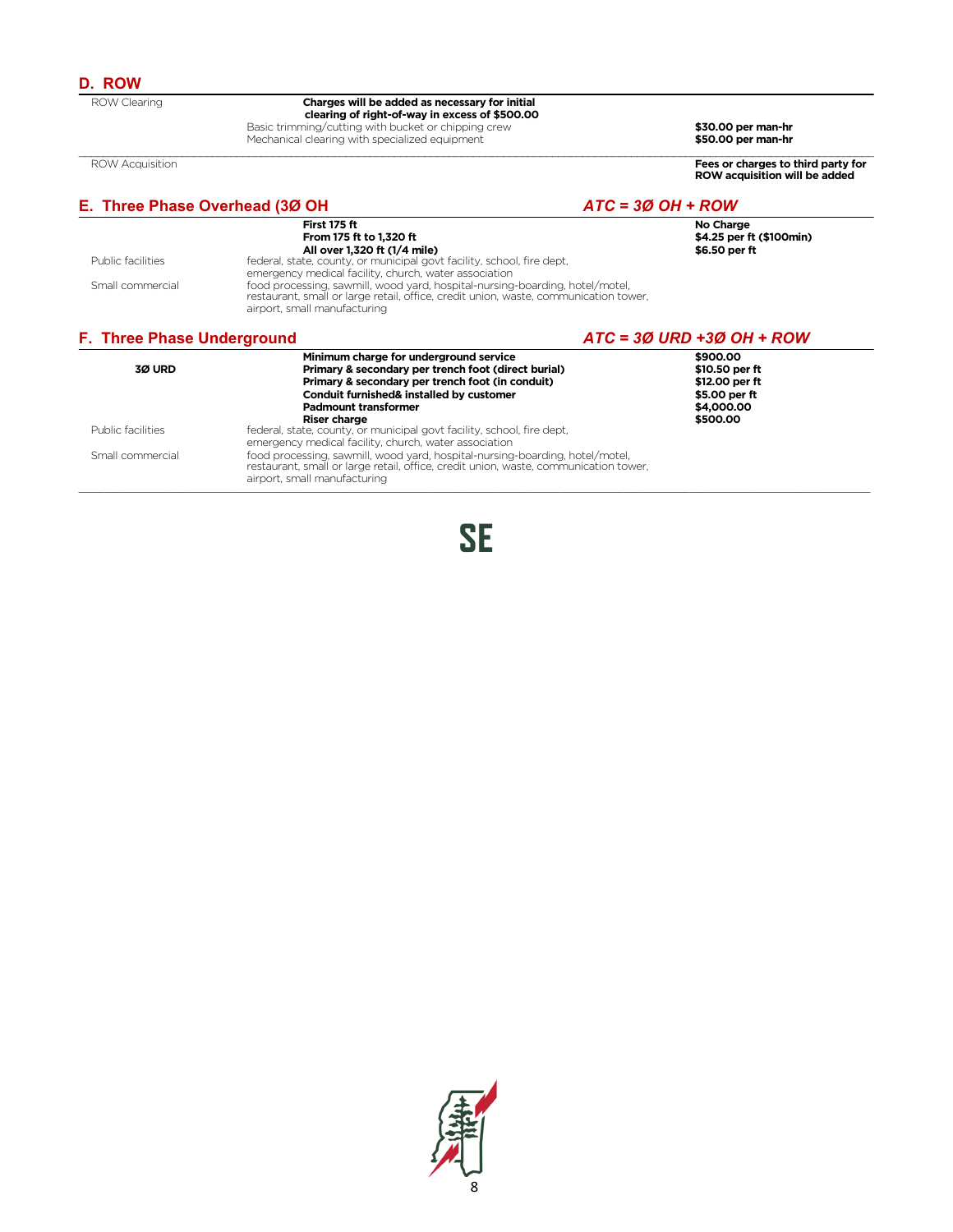## D. ROW

| | | |
|---|---|---|
| ROW Clearing | **Charges will be added as necessary for initial clearing of right-of-way in excess of $500.00** | |
| | Basic trimming/cutting with bucket or chipping crew | **$30.00 per man-hr** |
| | Mechanical clearing with specialized equipment | **$50.00 per man-hr** |
| ROW Acquisition | | **Fees or charges to third party for ROW acquisition will be added** |

## E. Three Phase Overhead (3Ø OH

***ATC = 3Ø OH + ROW***

| | | |
|---|---|---|
| | **First 175 ft** | **No Charge** |
| | **From 175 ft to 1,320 ft** | **$4.25 per ft ($100min)** |
| | **All over 1,320 ft (1/4 mile)** | **$6.50 per ft** |
| Public facilities | federal, state, county, or municipal govt facility, school, fire dept, emergency medical facility, church, water association | |
| Small commercial | food processing, sawmill, wood yard, hospital-nursing-boarding, hotel/motel, restaurant, small or large retail, office, credit union, waste, communication tower, airport, small manufacturing | |

## F. Three Phase Underground

***ATC = 3Ø URD +3Ø OH + ROW***

| | | |
|---|---|---|
| | **Minimum charge for underground service** | **$900.00** |
| **3Ø URD** | **Primary & secondary per trench foot (direct burial)** | **$10.50 per ft** |
| | **Primary & secondary per trench foot (in conduit)** | **$12.00 per ft** |
| | **Conduit furnished& installed by customer** | **$5.00 per ft** |
| | **Padmount transformer** | **$4,000.00** |
| | **Riser charge** | **$500.00** |
| Public facilities | federal, state, county, or municipal govt facility, school, fire dept, emergency medical facility, church, water association | |
| Small commercial | food processing, sawmill, wood yard, hospital-nursing-boarding, hotel/motel, restaurant, small or large retail, office, credit union, waste, communication tower, airport, small manufacturing | |

SE